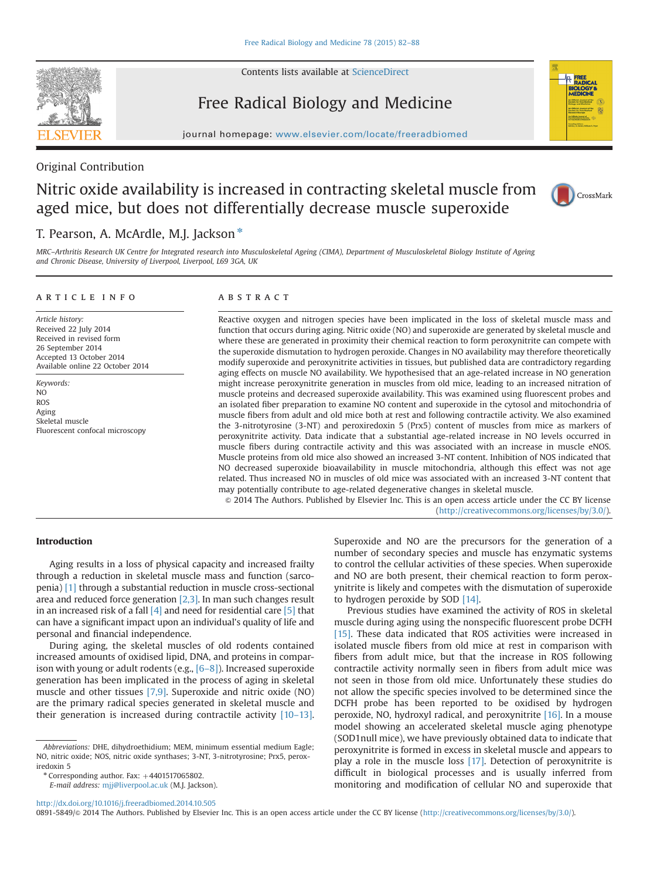Original Contribution

# Nitric oxide availability is increased in contracting skeletal muscle from aged mice, but does not differentially decrease muscle superoxide

T. Pearson, A. McArdle, M.J. Jackson *

*MRC–Arthritis Research UK Centre for Integrated research into Musculoskeletal Ageing (CIMA), Department of Musculoskeletal Biology Institute of Ageing and Chronic Disease, University of Liverpool, Liverpool, L69 3GA, UK*

## ARTICLE INFO

*Article history:*
Received 22 July 2014
Received in revised form
26 September 2014
Accepted 13 October 2014
Available online 22 October 2014

*Keywords:*
NO
ROS
Aging
Skeletal muscle
Fluorescent confocal microscopy

## ABSTRACT

Reactive oxygen and nitrogen species have been implicated in the loss of skeletal muscle mass and function that occurs during aging. Nitric oxide (NO) and superoxide are generated by skeletal muscle and where these are generated in proximity their chemical reaction to form peroxynitrite can compete with the superoxide dismutation to hydrogen peroxide. Changes in NO availability may therefore theoretically modify superoxide and peroxynitrite activities in tissues, but published data are contradictory regarding aging effects on muscle NO availability. We hypothesised that an age-related increase in NO generation might increase peroxynitrite generation in muscles from old mice, leading to an increased nitration of muscle proteins and decreased superoxide availability. This was examined using fluorescent probes and an isolated fiber preparation to examine NO content and superoxide in the cytosol and mitochondria of muscle fibers from adult and old mice both at rest and following contractile activity. We also examined the 3-nitrotyrosine (3-NT) and peroxiredoxin 5 (Prx5) content of muscles from mice as markers of peroxynitrite activity. Data indicate that a substantial age-related increase in NO levels occurred in muscle fibers during contractile activity and this was associated with an increase in muscle eNOS. Muscle proteins from old mice also showed an increased 3-NT content. Inhibition of NOS indicated that NO decreased superoxide bioavailability in muscle mitochondria, although this effect was not age related. Thus increased NO in muscles of old mice was associated with an increased 3-NT content that may potentially contribute to age-related degenerative changes in skeletal muscle.

© 2014 The Authors. Published by Elsevier Inc. This is an open access article under the CC BY license (http://creativecommons.org/licenses/by/3.0/).

## Introduction

Aging results in a loss of physical capacity and increased frailty through a reduction in skeletal muscle mass and function (sarcopenia) [1] through a substantial reduction in muscle cross-sectional area and reduced force generation [2,3]. In man such changes result in an increased risk of a fall [4] and need for residential care [5] that can have a significant impact upon an individual's quality of life and personal and financial independence.

During aging, the skeletal muscles of old rodents contained increased amounts of oxidised lipid, DNA, and proteins in comparison with young or adult rodents (e.g., [6–8]). Increased superoxide generation has been implicated in the process of aging in skeletal muscle and other tissues [7,9]. Superoxide and nitric oxide (NO) are the primary radical species generated in skeletal muscle and their generation is increased during contractile activity [10–13]. Superoxide and NO are the precursors for the generation of a number of secondary species and muscle has enzymatic systems to control the cellular activities of these species. When superoxide and NO are both present, their chemical reaction to form peroxynitrite is likely and competes with the dismutation of superoxide to hydrogen peroxide by SOD [14].

Previous studies have examined the activity of ROS in skeletal muscle during aging using the nonspecific fluorescent probe DCFH [15]. These data indicated that ROS activities were increased in isolated muscle fibers from old mice at rest in comparison with fibers from adult mice, but that the increase in ROS following contractile activity normally seen in fibers from adult mice was not seen in those from old mice. Unfortunately these studies do not allow the specific species involved to be determined since the DCFH probe has been reported to be oxidised by hydrogen peroxide, NO, hydroxyl radical, and peroxynitrite [16]. In a mouse model showing an accelerated skeletal muscle aging phenotype (SOD1null mice), we have previously obtained data to indicate that peroxynitrite is formed in excess in skeletal muscle and appears to play a role in the muscle loss [17]. Detection of peroxynitrite is difficult in biological processes and is usually inferred from monitoring and modification of cellular NO and superoxide that

*Abbreviations:* DHE, dihydroethidium; MEM, minimum essential medium Eagle; NO, nitric oxide; NOS, nitric oxide synthases; 3-NT, 3-nitrotyrosine; Prx5, peroxiredoxin 5

* Corresponding author. Fax: +4401517065802.
*E-mail address:* mjj@liverpool.ac.uk (M.J. Jackson).

http://dx.doi.org/10.1016/j.freeradbiomed.2014.10.505
0891-5849/© 2014 The Authors. Published by Elsevier Inc. This is an open access article under the CC BY license (http://creativecommons.org/licenses/by/3.0/).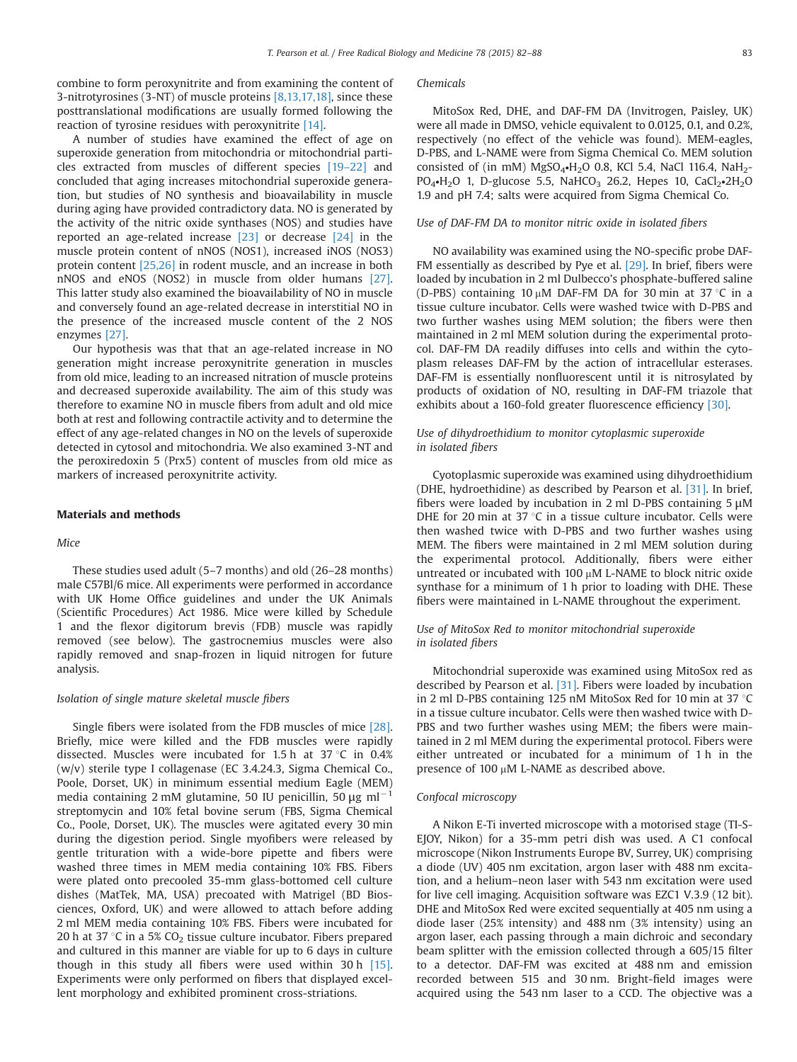combine to form peroxynitrite and from examining the content of 3-nitrotyrosines (3-NT) of muscle proteins [8,13,17,18], since these posttranslational modifications are usually formed following the reaction of tyrosine residues with peroxynitrite [14].

A number of studies have examined the effect of age on superoxide generation from mitochondria or mitochondrial particles extracted from muscles of different species [19–22] and concluded that aging increases mitochondrial superoxide generation, but studies of NO synthesis and bioavailability in muscle during aging have provided contradictory data. NO is generated by the activity of the nitric oxide synthases (NOS) and studies have reported an age-related increase [23] or decrease [24] in the muscle protein content of nNOS (NOS1), increased iNOS (NOS3) protein content [25,26] in rodent muscle, and an increase in both nNOS and eNOS (NOS2) in muscle from older humans [27]. This latter study also examined the bioavailability of NO in muscle and conversely found an age-related decrease in interstitial NO in the presence of the increased muscle content of the 2 NOS enzymes [27].

Our hypothesis was that that an age-related increase in NO generation might increase peroxynitrite generation in muscles from old mice, leading to an increased nitration of muscle proteins and decreased superoxide availability. The aim of this study was therefore to examine NO in muscle fibers from adult and old mice both at rest and following contractile activity and to determine the effect of any age-related changes in NO on the levels of superoxide detected in cytosol and mitochondria. We also examined 3-NT and the peroxiredoxin 5 (Prx5) content of muscles from old mice as markers of increased peroxynitrite activity.

## Materials and methods

### Mice

These studies used adult (5–7 months) and old (26–28 months) male C57Bl/6 mice. All experiments were performed in accordance with UK Home Office guidelines and under the UK Animals (Scientific Procedures) Act 1986. Mice were killed by Schedule 1 and the flexor digitorum brevis (FDB) muscle was rapidly removed (see below). The gastrocnemius muscles were also rapidly removed and snap-frozen in liquid nitrogen for future analysis.

### Isolation of single mature skeletal muscle fibers

Single fibers were isolated from the FDB muscles of mice [28]. Briefly, mice were killed and the FDB muscles were rapidly dissected. Muscles were incubated for 1.5 h at 37 °C in 0.4% (w/v) sterile type I collagenase (EC 3.4.24.3, Sigma Chemical Co., Poole, Dorset, UK) in minimum essential medium Eagle (MEM) media containing 2 mM glutamine, 50 IU penicillin, 50 μg ml$^{-1}$ streptomycin and 10% fetal bovine serum (FBS, Sigma Chemical Co., Poole, Dorset, UK). The muscles were agitated every 30 min during the digestion period. Single myofibers were released by gentle trituration with a wide-bore pipette and fibers were washed three times in MEM media containing 10% FBS. Fibers were plated onto precooled 35-mm glass-bottomed cell culture dishes (MatTek, MA, USA) precoated with Matrigel (BD Biosciences, Oxford, UK) and were allowed to attach before adding 2 ml MEM media containing 10% FBS. Fibers were incubated for 20 h at 37 °C in a 5% $CO_2$ tissue culture incubator. Fibers prepared and cultured in this manner are viable for up to 6 days in culture though in this study all fibers were used within 30 h [15]. Experiments were only performed on fibers that displayed excellent morphology and exhibited prominent cross-striations.

### Chemicals

MitoSox Red, DHE, and DAF-FM DA (Invitrogen, Paisley, UK) were all made in DMSO, vehicle equivalent to 0.0125, 0.1, and 0.2%, respectively (no effect of the vehicle was found). MEM-eagles, D-PBS, and L-NAME were from Sigma Chemical Co. MEM solution consisted of (in mM) $MgSO_4 \cdot H_2O$ 0.8, KCl 5.4, NaCl 116.4, $NaH_2PO_4 \cdot H_2O$ 1, D-glucose 5.5, $NaHCO_3$ 26.2, Hepes 10, $CaCl_2 \cdot 2H_2O$ 1.9 and pH 7.4; salts were acquired from Sigma Chemical Co.

### Use of DAF-FM DA to monitor nitric oxide in isolated fibers

NO availability was examined using the NO-specific probe DAF-FM essentially as described by Pye et al. [29]. In brief, fibers were loaded by incubation in 2 ml Dulbecco's phosphate-buffered saline (D-PBS) containing 10 μM DAF-FM DA for 30 min at 37 °C in a tissue culture incubator. Cells were washed twice with D-PBS and two further washes using MEM solution; the fibers were then maintained in 2 ml MEM solution during the experimental protocol. DAF-FM DA readily diffuses into cells and within the cytoplasm releases DAF-FM by the action of intracellular esterases. DAF-FM is essentially nonfluorescent until it is nitrosylated by products of oxidation of NO, resulting in DAF-FM triazole that exhibits about a 160-fold greater fluorescence efficiency [30].

### Use of dihydroethidium to monitor cytoplasmic superoxide in isolated fibers

Cytoplasmic superoxide was examined using dihydroethidium (DHE, hydroethidine) as described by Pearson et al. [31]. In brief, fibers were loaded by incubation in 2 ml D-PBS containing 5 μM DHE for 20 min at 37 °C in a tissue culture incubator. Cells were then washed twice with D-PBS and two further washes using MEM. The fibers were maintained in 2 ml MEM solution during the experimental protocol. Additionally, fibers were either untreated or incubated with 100 μM L-NAME to block nitric oxide synthase for a minimum of 1 h prior to loading with DHE. These fibers were maintained in L-NAME throughout the experiment.

### Use of MitoSox Red to monitor mitochondrial superoxide in isolated fibers

Mitochondrial superoxide was examined using MitoSox red as described by Pearson et al. [31]. Fibers were loaded by incubation in 2 ml D-PBS containing 125 nM MitoSox Red for 10 min at 37 °C in a tissue culture incubator. Cells were then washed twice with D-PBS and two further washes using MEM; the fibers were maintained in 2 ml MEM during the experimental protocol. Fibers were either untreated or incubated for a minimum of 1 h in the presence of 100 μM L-NAME as described above.

### Confocal microscopy

A Nikon E-Ti inverted microscope with a motorised stage (TI-S-EJOY, Nikon) for a 35-mm petri dish was used. A C1 confocal microscope (Nikon Instruments Europe BV, Surrey, UK) comprising a diode (UV) 405 nm excitation, argon laser with 488 nm excitation, and a helium–neon laser with 543 nm excitation were used for live cell imaging. Acquisition software was EZC1 V.3.9 (12 bit). DHE and MitoSox Red were excited sequentially at 405 nm using a diode laser (25% intensity) and 488 nm (3% intensity) using an argon laser, each passing through a main dichroic and secondary beam splitter with the emission collected through a 605/15 filter to a detector. DAF-FM was excited at 488 nm and emission recorded between 515 and 30 nm. Bright-field images were acquired using the 543 nm laser to a CCD. The objective was a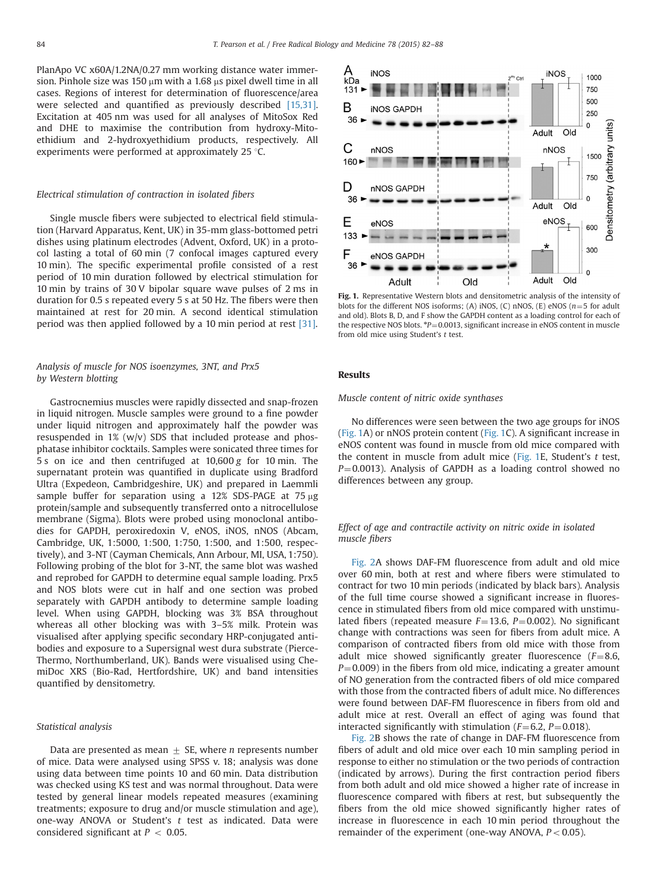PlanApo VC x60A/1.2NA/0.27 mm working distance water immersion. Pinhole size was 150 μm with a 1.68 μs pixel dwell time in all cases. Regions of interest for determination of fluorescence/area were selected and quantified as previously described [15,31]. Excitation at 405 nm was used for all analyses of MitoSox Red and DHE to maximise the contribution from hydroxy-Mito-ethidium and 2-hydroxyethidium products, respectively. All experiments were performed at approximately 25 °C.

### Electrical stimulation of contraction in isolated fibers

Single muscle fibers were subjected to electrical field stimulation (Harvard Apparatus, Kent, UK) in 35-mm glass-bottomed petri dishes using platinum electrodes (Advent, Oxford, UK) in a protocol lasting a total of 60 min (7 confocal images captured every 10 min). The specific experimental profile consisted of a rest period of 10 min duration followed by electrical stimulation for 10 min by trains of 30 V bipolar square wave pulses of 2 ms in duration for 0.5 s repeated every 5 s at 50 Hz. The fibers were then maintained at rest for 20 min. A second identical stimulation period was then applied followed by a 10 min period at rest [31].

### Analysis of muscle for NOS isoenzymes, 3NT, and Prx5 by Western blotting

Gastrocnemius muscles were rapidly dissected and snap-frozen in liquid nitrogen. Muscle samples were ground to a fine powder under liquid nitrogen and approximately half the powder was resuspended in 1% (w/v) SDS that included protease and phosphatase inhibitor cocktails. Samples were sonicated three times for 5 s on ice and then centrifuged at 10,600 *g* for 10 min. The supernatant protein was quantified in duplicate using Bradford Ultra (Expedeon, Cambridgeshire, UK) and prepared in Laemmli sample buffer for separation using a 12% SDS-PAGE at 75 μg protein/sample and subsequently transferred onto a nitrocellulose membrane (Sigma). Blots were probed using monoclonal antibodies for GAPDH, peroxiredoxin V, eNOS, iNOS, nNOS (Abcam, Cambridge, UK, 1:5000, 1:500, 1:750, 1:500, and 1:500, respectively), and 3-NT (Cayman Chemicals, Ann Arbour, MI, USA, 1:750). Following probing of the blot for 3-NT, the same blot was washed and reprobed for GAPDH to determine equal sample loading. Prx5 and NOS blots were cut in half and one section was probed separately with GAPDH antibody to determine sample loading level. When using GAPDH, blocking was 3% BSA throughout whereas all other blocking was with 3–5% milk. Protein was visualised after applying specific secondary HRP-conjugated antibodies and exposure to a Supersignal west dura substrate (Pierce-Thermo, Northumberland, UK). Bands were visualised using ChemiDoc XRS (Bio-Rad, Hertfordshire, UK) and band intensities quantified by densitometry.

### Statistical analysis

Data are presented as mean ± SE, where *n* represents number of mice. Data were analysed using SPSS v. 18; analysis was done using data between time points 10 and 60 min. Data distribution was checked using KS test and was normal throughout. Data were tested by general linear models repeated measures (examining treatments; exposure to drug and/or muscle stimulation and age), one-way ANOVA or Student's *t* test as indicated. Data were considered significant at $P < 0.05$.

**Fig. 1.** Representative Western blots and densitometric analysis of the intensity of blots for the different NOS isoforms; (A) iNOS, (C) nNOS, (E) eNOS ($n=5$ for adult and old). Blots B, D, and F show the GAPDH content as a loading control for each of the respective NOS blots. *$P=0.0013$, significant increase in eNOS content in muscle from old mice using Student's *t* test.

## Results

### Muscle content of nitric oxide synthases

No differences were seen between the two age groups for iNOS (Fig. 1A) or nNOS protein content (Fig. 1C). A significant increase in eNOS content was found in muscle from old mice compared with the content in muscle from adult mice (Fig. 1E, Student's *t* test, $P=0.0013$). Analysis of GAPDH as a loading control showed no differences between any group.

### Effect of age and contractile activity on nitric oxide in isolated muscle fibers

Fig. 2A shows DAF-FM fluorescence from adult and old mice over 60 min, both at rest and where fibers were stimulated to contract for two 10 min periods (indicated by black bars). Analysis of the full time course showed a significant increase in fluorescence in stimulated fibers from old mice compared with unstimulated fibers (repeated measure $F=13.6$, $P=0.002$). No significant change with contractions was seen for fibers from adult mice. A comparison of contracted fibers from old mice with those from adult mice showed significantly greater fluorescence ($F=8.6$, $P=0.009$) in the fibers from old mice, indicating a greater amount of NO generation from the contracted fibers of old mice compared with those from the contracted fibers of adult mice. No differences were found between DAF-FM fluorescence in fibers from old and adult mice at rest. Overall an effect of aging was found that interacted significantly with stimulation ($F=6.2$, $P=0.018$).

Fig. 2B shows the rate of change in DAF-FM fluorescence from fibers of adult and old mice over each 10 min sampling period in response to either no stimulation or the two periods of contraction (indicated by arrows). During the first contraction period fibers from both adult and old mice showed a higher rate of increase in fluorescence compared with fibers at rest, but subsequently the fibers from the old mice showed significantly higher rates of increase in fluorescence in each 10 min period throughout the remainder of the experiment (one-way ANOVA, $P < 0.05$).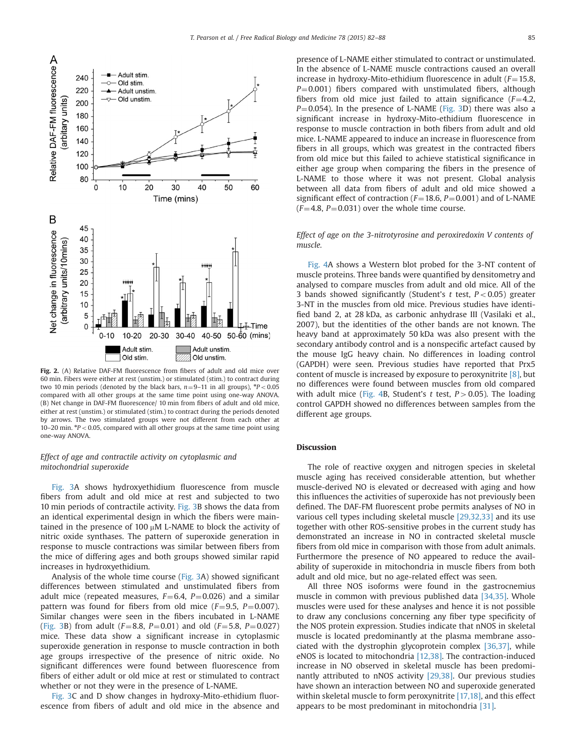Fig. 2. (A) Relative DAF-FM fluorescence from fibers of adult and old mice over 60 min. Fibers were either at rest (unstim.) or stimulated (stim.) to contract during two 10 min periods (denoted by the black bars, $n=9$–11 in all groups), \*$P<0.05$ compared with all other groups at the same time point using one-way ANOVA. (B) Net change in DAF-FM fluorescence/ 10 min from fibers of adult and old mice, either at rest (unstim.) or stimulated (stim.) to contract during the periods denoted by arrows. The two stimulated groups were not different from each other at 10–20 min. \*$P<0.05$, compared with all other groups at the same time point using one-way ANOVA.

*Effect of age and contractile activity on cytoplasmic and mitochondrial superoxide*

Fig. 3A shows hydroxyethidium fluorescence from muscle fibers from adult and old mice at rest and subjected to two 10 min periods of contractile activity. Fig. 3B shows the data from an identical experimental design in which the fibers were maintained in the presence of 100 μM L-NAME to block the activity of nitric oxide synthases. The pattern of superoxide generation in response to muscle contractions was similar between fibers from the mice of differing ages and both groups showed similar rapid increases in hydroxyethidium.

Analysis of the whole time course (Fig. 3A) showed significant differences between stimulated and unstimulated fibers from adult mice (repeated measures, $F=6.4$, $P=0.026$) and a similar pattern was found for fibers from old mice ($F=9.5$, $P=0.007$). Similar changes were seen in the fibers incubated in L-NAME (Fig. 3B) from adult ($F=8.8$, $P=0.01$) and old ($F=5.8$, $P=0.027$) mice. These data show a significant increase in cytoplasmic superoxide generation in response to muscle contraction in both age groups irrespective of the presence of nitric oxide. No significant differences were found between fluorescence from fibers of either adult or old mice at rest or stimulated to contract whether or not they were in the presence of L-NAME.

Fig. 3C and D show changes in hydroxy-Mito-ethidium fluorescence from fibers of adult and old mice in the absence and presence of L-NAME either stimulated to contract or unstimulated. In the absence of L-NAME muscle contractions caused an overall increase in hydroxy-Mito-ethidium fluorescence in adult ($F=15.8$, $P=0.001$) fibers compared with unstimulated fibers, although fibers from old mice just failed to attain significance ($F=4.2$, $P=0.054$). In the presence of L-NAME (Fig. 3D) there was also a significant increase in hydroxy-Mito-ethidium fluorescence in response to muscle contraction in both fibers from adult and old mice. L-NAME appeared to induce an increase in fluorescence from fibers in all groups, which was greatest in the contracted fibers from old mice but this failed to achieve statistical significance in either age group when comparing the fibers in the presence of L-NAME to those where it was not present. Global analysis between all data from fibers of adult and old mice showed a significant effect of contraction ($F=18.6$, $P=0.001$) and of L-NAME ($F=4.8$, $P=0.031$) over the whole time course.

*Effect of age on the 3-nitrotyrosine and peroxiredoxin V contents of muscle.*

Fig. 4A shows a Western blot probed for the 3-NT content of muscle proteins. Three bands were quantified by densitometry and analysed to compare muscles from adult and old mice. All of the 3 bands showed significantly (Student's $t$ test, $P<0.05$) greater 3-NT in the muscles from old mice. Previous studies have identified band 2, at 28 kDa, as carbonic anhydrase III (Vasilaki et al., 2007), but the identities of the other bands are not known. The heavy band at approximately 50 kDa was also present with the secondary antibody control and is a nonspecific artefact caused by the mouse IgG heavy chain. No differences in loading control (GAPDH) were seen. Previous studies have reported that Prx5 content of muscle is increased by exposure to peroxynitrite [8], but no differences were found between muscles from old compared with adult mice (Fig. 4B, Student's $t$ test, $P>0.05$). The loading control GAPDH showed no differences between samples from the different age groups.

## Discussion

The role of reactive oxygen and nitrogen species in skeletal muscle aging has received considerable attention, but whether muscle-derived NO is elevated or decreased with aging and how this influences the activities of superoxide has not previously been defined. The DAF-FM fluorescent probe permits analyses of NO in various cell types including skeletal muscle [29,32,33] and its use together with other ROS-sensitive probes in the current study has demonstrated an increase in NO in contracted skeletal muscle fibers from old mice in comparison with those from adult animals. Furthermore the presence of NO appeared to reduce the availability of superoxide in mitochondria in muscle fibers from both adult and old mice, but no age-related effect was seen.

All three NOS isoforms were found in the gastrocnemius muscle in common with previous published data [34,35]. Whole muscles were used for these analyses and hence it is not possible to draw any conclusions concerning any fiber type specificity of the NOS protein expression. Studies indicate that nNOS in skeletal muscle is located predominantly at the plasma membrane associated with the dystrophin glycoprotein complex [36,37], while eNOS is located to mitochondria [12,38]. The contraction-induced increase in NO observed in skeletal muscle has been predominantly attributed to nNOS activity [29,38]. Our previous studies have shown an interaction between NO and superoxide generated within skeletal muscle to form peroxynitrite [17,18], and this effect appears to be most predominant in mitochondria [31].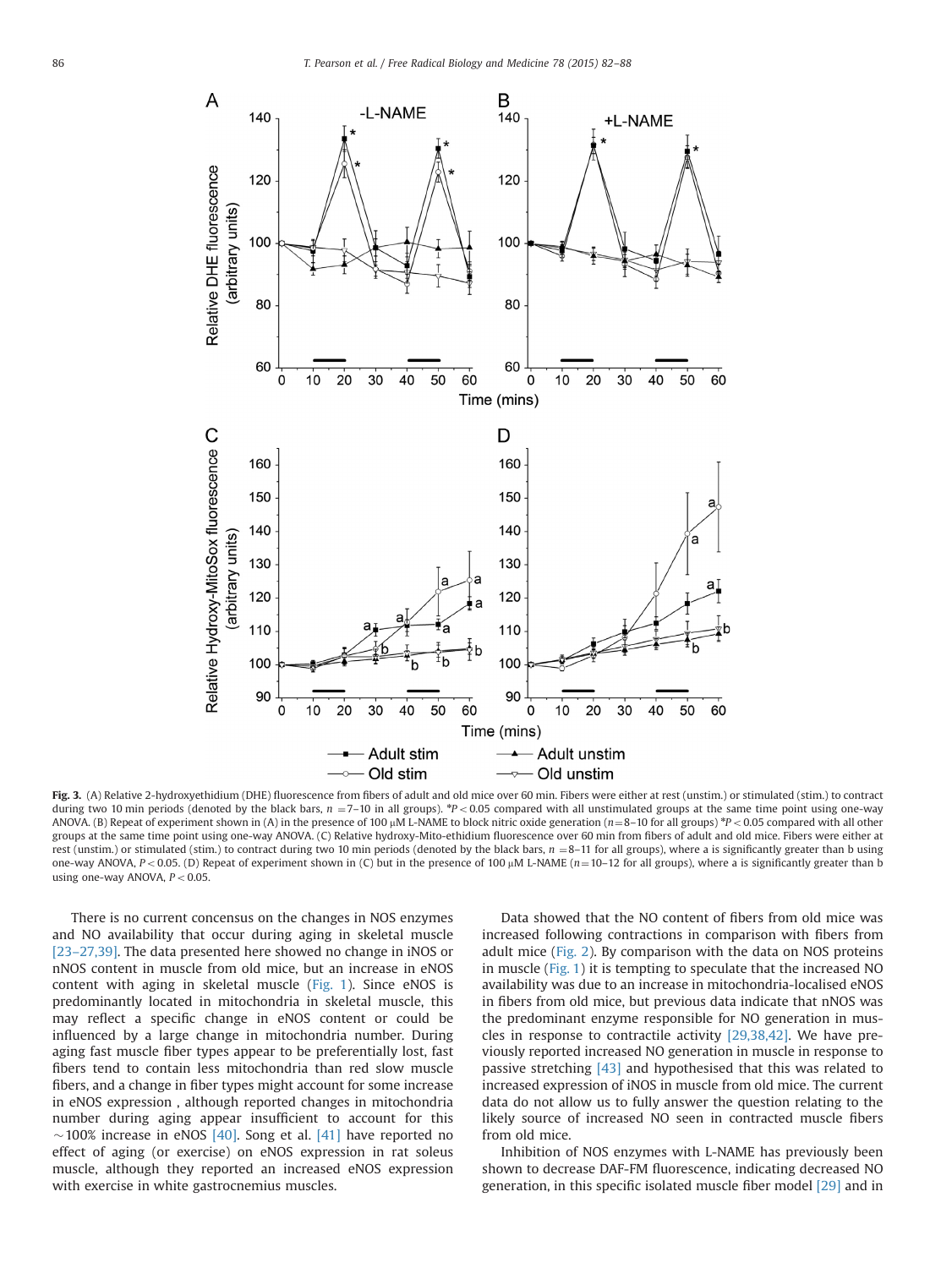**Fig. 3.** (A) Relative 2-hydroxyethidium (DHE) fluorescence from fibers of adult and old mice over 60 min. Fibers were either at rest (unstim.) or stimulated (stim.) to contract during two 10 min periods (denoted by the black bars, $n$ =7–10 in all groups). *$P<0.05$ compared with all unstimulated groups at the same time point using one-way ANOVA. (B) Repeat of experiment shown in (A) in the presence of 100 μM L-NAME to block nitric oxide generation ($n$=8–10 for all groups) *$P<0.05$ compared with all other groups at the same time point using one-way ANOVA. (C) Relative hydroxy-Mito-ethidium fluorescence over 60 min from fibers of adult and old mice. Fibers were either at rest (unstim.) or stimulated (stim.) to contract during two 10 min periods (denoted by the black bars, $n$ =8–11 for all groups), where a is significantly greater than b using one-way ANOVA, $P<0.05$. (D) Repeat of experiment shown in (C) but in the presence of 100 μM L-NAME ($n$=10–12 for all groups), where a is significantly greater than b using one-way ANOVA, $P<0.05$.

There is no current concensus on the changes in NOS enzymes and NO availability that occur during aging in skeletal muscle [23–27,39]. The data presented here showed no change in iNOS or nNOS content in muscle from old mice, but an increase in eNOS content with aging in skeletal muscle (Fig. 1). Since eNOS is predominantly located in mitochondria in skeletal muscle, this may reflect a specific change in eNOS content or could be influenced by a large change in mitochondria number. During aging fast muscle fiber types appear to be preferentially lost, fast fibers tend to contain less mitochondria than red slow muscle fibers, and a change in fiber types might account for some increase in eNOS expression , although reported changes in mitochondria number during aging appear insufficient to account for this ~100% increase in eNOS [40]. Song et al. [41] have reported no effect of aging (or exercise) on eNOS expression in rat soleus muscle, although they reported an increased eNOS expression with exercise in white gastrocnemius muscles.

Data showed that the NO content of fibers from old mice was increased following contractions in comparison with fibers from adult mice (Fig. 2). By comparison with the data on NOS proteins in muscle (Fig. 1) it is tempting to speculate that the increased NO availability was due to an increase in mitochondria-localised eNOS in fibers from old mice, but previous data indicate that nNOS was the predominant enzyme responsible for NO generation in muscles in response to contractile activity [29,38,42]. We have previously reported increased NO generation in muscle in response to passive stretching [43] and hypothesised that this was related to increased expression of iNOS in muscle from old mice. The current data do not allow us to fully answer the question relating to the likely source of increased NO seen in contracted muscle fibers from old mice.

Inhibition of NOS enzymes with L-NAME has previously been shown to decrease DAF-FM fluorescence, indicating decreased NO generation, in this specific isolated muscle fiber model [29] and in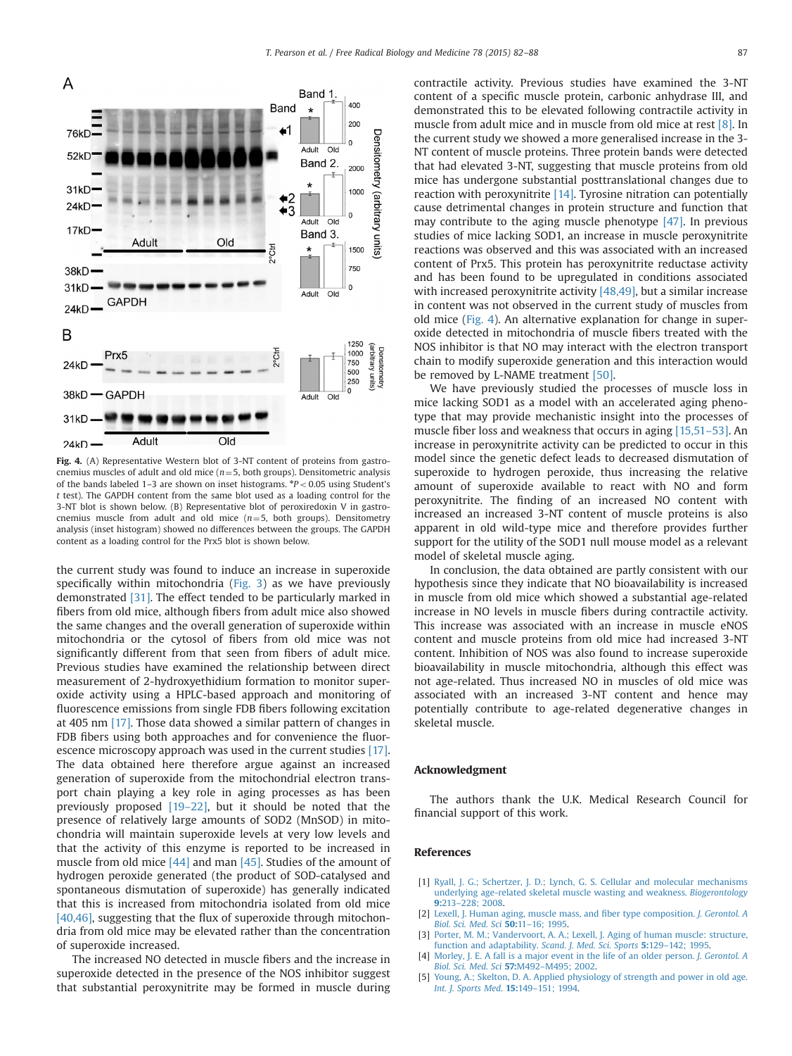Fig. 4. (A) Representative Western blot of 3-NT content of proteins from gastrocnemius muscles of adult and old mice ($n=5$, both groups). Densitometric analysis of the bands labeled 1–3 are shown on inset histograms. *$P<0.05$ using Student's $t$ test). The GAPDH content from the same blot used as a loading control for the 3-NT blot is shown below. (B) Representative blot of peroxiredoxin V in gastrocnemius muscle from adult and old mice ($n=5$, both groups). Densitometry analysis (inset histogram) showed no differences between the groups. The GAPDH content as a loading control for the Prx5 blot is shown below.

the current study was found to induce an increase in superoxide specifically within mitochondria (Fig. 3) as we have previously demonstrated [31]. The effect tended to be particularly marked in fibers from old mice, although fibers from adult mice also showed the same changes and the overall generation of superoxide within mitochondria or the cytosol of fibers from old mice was not significantly different from that seen from fibers of adult mice. Previous studies have examined the relationship between direct measurement of 2-hydroxyethidium formation to monitor superoxide activity using a HPLC-based approach and monitoring of fluorescence emissions from single FDB fibers following excitation at 405 nm [17]. Those data showed a similar pattern of changes in FDB fibers using both approaches and for convenience the fluorescence microscopy approach was used in the current studies [17]. The data obtained here therefore argue against an increased generation of superoxide from the mitochondrial electron transport chain playing a key role in aging processes as has been previously proposed [19–22], but it should be noted that the presence of relatively large amounts of SOD2 (MnSOD) in mitochondria will maintain superoxide levels at very low levels and that the activity of this enzyme is reported to be increased in muscle from old mice [44] and man [45]. Studies of the amount of hydrogen peroxide generated (the product of SOD-catalysed and spontaneous dismutation of superoxide) has generally indicated that this is increased from mitochondria isolated from old mice [40,46], suggesting that the flux of superoxide through mitochondria from old mice may be elevated rather than the concentration of superoxide increased.

The increased NO detected in muscle fibers and the increase in superoxide detected in the presence of the NOS inhibitor suggest that substantial peroxynitrite may be formed in muscle during contractile activity. Previous studies have examined the 3-NT content of a specific muscle protein, carbonic anhydrase III, and demonstrated this to be elevated following contractile activity in muscle from adult mice and in muscle from old mice at rest [8]. In the current study we showed a more generalised increase in the 3-NT content of muscle proteins. Three protein bands were detected that had elevated 3-NT, suggesting that muscle proteins from old mice has undergone substantial posttranslational changes due to reaction with peroxynitrite [14]. Tyrosine nitration can potentially cause detrimental changes in protein structure and function that may contribute to the aging muscle phenotype [47]. In previous studies of mice lacking SOD1, an increase in muscle peroxynitrite reactions was observed and this was associated with an increased content of Prx5. This protein has peroxynitrite reductase activity and has been found to be upregulated in conditions associated with increased peroxynitrite activity [48,49], but a similar increase in content was not observed in the current study of muscles from old mice (Fig. 4). An alternative explanation for change in superoxide detected in mitochondria of muscle fibers treated with the NOS inhibitor is that NO may interact with the electron transport chain to modify superoxide generation and this interaction would be removed by L-NAME treatment [50].

We have previously studied the processes of muscle loss in mice lacking SOD1 as a model with an accelerated aging phenotype that may provide mechanistic insight into the processes of muscle fiber loss and weakness that occurs in aging [15,51–53]. An increase in peroxynitrite activity can be predicted to occur in this model since the genetic defect leads to decreased dismutation of superoxide to hydrogen peroxide, thus increasing the relative amount of superoxide available to react with NO and form peroxynitrite. The finding of an increased NO content with increased an increased 3-NT content of muscle proteins is also apparent in old wild-type mice and therefore provides further support for the utility of the SOD1 null mouse model as a relevant model of skeletal muscle aging.

In conclusion, the data obtained are partly consistent with our hypothesis since they indicate that NO bioavailability is increased in muscle from old mice which showed a substantial age-related increase in NO levels in muscle fibers during contractile activity. This increase was associated with an increase in muscle eNOS content and muscle proteins from old mice had increased 3-NT content. Inhibition of NOS was also found to increase superoxide bioavailability in muscle mitochondria, although this effect was not age-related. Thus increased NO in muscles of old mice was associated with an increased 3-NT content and hence may potentially contribute to age-related degenerative changes in skeletal muscle.

## Acknowledgment

The authors thank the U.K. Medical Research Council for financial support of this work.

## References

[1] Ryall, J. G.; Schertzer, J. D.; Lynch, G. S. Cellular and molecular mechanisms underlying age-related skeletal muscle wasting and weakness. *Biogerontology* **9**:213–228; 2008.

[2] Lexell, J. Human aging, muscle mass, and fiber type composition. *J. Gerontol. A Biol. Sci. Med. Sci* **50**:11–16; 1995.

[3] Porter, M. M.; Vandervoort, A. A.; Lexell, J. Aging of human muscle: structure, function and adaptability. *Scand. J. Med. Sci. Sports* **5**:129–142; 1995.

[4] Morley, J. E. A fall is a major event in the life of an older person. *J. Gerontol. A Biol. Sci. Med. Sci* **57**:M492–M495; 2002.

[5] Young, A.; Skelton, D. A. Applied physiology of strength and power in old age. *Int. J. Sports Med.* **15**:149–151; 1994.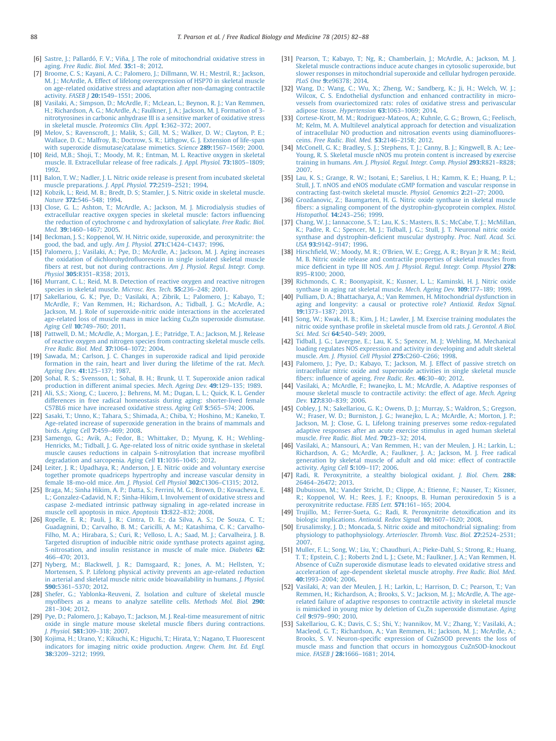[6] Sastre, J.; Pallardó, F. V.; Viña, J. The role of mitochondrial oxidative stress in aging. *Free Radic. Biol. Med.* **35**:1–8; 2012.

[7] Broome, C. S.; Kayani, A. C.; Palomero, J.; Dillmann, W. H.; Mestril, R.; Jackson, M. J.; McArdle, A. Effect of lifelong overexpression of HSP70 in skeletal muscle on age-related oxidative stress and adaptation after non-damaging contractile activity. *FASEB J* **20**:1549–1551; 2006.

[8] Vasilaki, A.; Simpson, D.; McArdle, F.; McLean, L.; Beynon, R. J.; Van Remmen, H.; Richardson, A. G.; McArdle, A.; Faulkner, J. A.; Jackson, M. J. Formation of 3-nitrotyrosines in carbonic anhydrase III is a sensitive marker of oxidative stress in skeletal muscle. *Proteomics Clin. Appl.* **1**:362–372; 2007.

[9] Melov, S.; Ravenscroft, J.; Malik, S.; Gill, M. S.; Walker, D. W.; Clayton, P. E.; Wallace, D. C.; Malfroy, B.; Doctrow, S. R.; Lithgow, G. J. Extension of life-span with superoxide dismutase/catalase mimetics. *Science* **289**:1567–1569; 2000.

[10] Reid, M,B.; Shoji, T.; Moody, M. R.; Entman, M. L. Reactive oxygen in skeletal muscle. II. Extracellular release of free radicals. *J. Appl. Physiol.* **73**:1805–1809; 1992.

[11] Balon, T. W.; Nadler, J. L. Nitric oxide release is present from incubated skeletal muscle preparations. *J. Appl. Physiol.* **77**:2519–2521; 1994.

[12] Kobzik, L.; Reid, M. B.; Bredt, D. S; Stamler, J. S. Nitric oxide in skeletal muscle. *Nature* **372**:546–548; 1994.

[13] Close, G. L.; Ashton, T.; McArdle, A.; Jackson, M. J. Microdialysis studies of extracellular reactive oxygen species in skeletal muscle: factors influencing the reduction of cytochrome c and hydroxylation of salicylate. *Free Radic. Biol. Med.* **39**:1460–1467; 2005.

[14] Beckman, J. S.; Koppenol, W. H. Nitric oxide, superoxide, and peroxynitrite: the good, the bad, and ugly. *Am J. Physiol.* **271**:C1424–C1437; 1996.

[15] Palomero, J.; Vasilaki, A.; Pye, D.; McArdle, A.; Jackson, M. J. Aging increases the oxidation of dichlorohydrofluorescein in single isolated skeletal muscle fibers at rest, but not during contractions. *Am J. Physiol. Regul. Integr. Comp. Physiol* **305**:R351–R358; 2013.

[16] Murrant, C. L.; Reid, M. B. Detection of reactive oxygen and reactive nitrogen species in skeletal muscle. *Microsc. Res. Tech.* **55**:236–248; 2001.

[17] Sakellariou, G. K.; Pye, D.; Vasilaki, A.; Zibrik, L.; Palomero, J.; Kabayo, T.; McArdle, F.; Van Remmen, H.; Richardson, A.; Tidball, J. G.; McArdle, A.; Jackson, M. J. Role of superoxide-nitric oxide interactions in the accelerated age-related loss of muscle mass in mice lacking Cu,Zn superoxide dismutase. *Aging Cell* **10**:749–760; 2011.

[18] Pattwell, D. M.; McArdle, A.; Morgan, J. E.; Patridge, T. A.; Jackson, M. J. Release of reactive oxygen and nitrogen species from contracting skeletal muscle cells. *Free Radic. Biol. Med.* **37**:1064–1072; 2004.

[19] Sawada, M.; Carlson, J. C. Changes in superoxide radical and lipid peroxide formation in the rain, heart and liver during the lifetime of the rat. *Mech. Ageing Dev.* **41**:125–137; 1987.

[20] Sohal, R. S.; Svensson, I.; Sohal, B. H.; Brunk, U. T. Superoxide anion radical production in different animal species. *Mech. Ageing Dev.* **49**:129–135; 1989.

[21] Ali, S,S.; Xiong, C.; Lucero, J.; Behrens, M. M.; Dugan, L. L.; Quick, K. L. Gender differences in free radical homeostasis during aging: shorter-lived female C57BL6 mice have increased oxidative stress. *Aging Cell* **5**:565–574; 2006.

[22] Sasaki, T.; Unno, K.; Tahara, S.; Shimada, A.; Chiba, Y.; Hoshino, M.; Kaneko, T. Age-related increase of superoxide generation in the brains of mammals and birds. *Aging Cell* **7**:459–469; 2008.

[23] Samengo, G.; Avik, A.; Fedor, B.; Whittaker, D.; Myung, K. H.; Wehling-Henricks, M.; Tidball, J. G. Age-related loss of nitric oxide synthase in skeletal muscle causes reductions in calpain S-nitrosylation that increase myofibril degradation and sarcopenia. *Aging Cell* **11**:1036–1045; 2012.

[24] Leiter, J. R.; Upadhaya, R.; Anderson, J. E. Nitric oxide and voluntary exercise together promote quadriceps hypertrophy and increase vascular density in female 18-mo-old mice. *Am. J. Physiol. Cell Physiol* **302**:C1306–C1315; 2012.

[25] Braga, M.; Sinha Hikim, A. P.; Datta, S.; Ferrini, M. G.; Brown, D.; Kovacheva, E. L.; Gonzalez-Cadavid, N. F.; Sinha-Hikim, I. Involvement of oxidative stress and caspase 2-mediated intrinsic pathway signaling in age-related increase in muscle cell apoptosis in mice. *Apoptosis* **13**:822–832; 2008.

[26] Ropelle, E. R.; Pauli, J. R.; Cintra, D. E.; da Silva, A. S.; De Souza, C. T.; Guadagnini, D.; Carvalho, B. M.; Caricilli, A. M.; Katashima, C. K.; Carvalho-Filho, M. A.; Hirabara, S.; Curi, R.; Velloso, L. A.; Saad, M. J.; Carvalheira, J. B. Targeted disruption of inducible nitric oxide synthase protects against aging, S-nitrosation, and insulin resistance in muscle of male mice. *Diabetes* **62**: 466–470; 2013.

[27] Nyberg, M.; Blackwell, J. R.; Damsgaard, R.; Jones, A. M.; Hellsten, Y.; Mortensen, S. P. Lifelong physical activity prevents an age-related reduction in arterial and skeletal muscle nitric oxide bioavailability in humans. *J. Physiol.* **590**:5361–5370; 2012.

[28] Shefer, G.; Yablonka-Reuveni, Z. Isolation and culture of skeletal muscle myofibers as a means to analyze satellite cells. *Methods Mol. Biol.* **290**: 281–304; 2012.

[29] Pye, D.; Palomero, J.; Kabayo, T.; Jackson, M. J. Real-time measurement of nitric oxide in single mature mouse skeletal muscle fibers during contractions. *J. Physiol.* **581**:309–318; 2007.

[30] Kojima, H.; Urano, Y.; Kikuchi, K.; Higuchi, T.; Hirata, Y.; Nagano, T. Fluorescent indicators for imaging nitric oxide production. *Angew. Chem. Int. Ed. Engl.* **38**:3209–3212; 1999.

[31] Pearson, T.; Kabayo, T; Ng, R.; Chamberlain, J.; McArdle, A.; Jackson, M. J. Skeletal muscle contractions induce acute changes in cytosolic superoxide, but slower responses in mitochondrial superoxide and cellular hydrogen peroxide. *PLoS One* **9**:e96378; 2014.

[32] Wang, D.; Wang, C.; Wu, X.; Zheng, W.; Sandberg, K.; Ji, H.; Welch, W. J.; Wilcox, C. S. Endothelial dysfunction and enhanced contractility in microvessels from ovariectomized rats: roles of oxidative stress and perivascular adipose tissue. *Hypertension* **63**:1063–1069; 2014.

[33] Cortese-Krott, M. M.; Rodriguez-Mateos, A.; Kuhnle, G. G.; Brown, G.; Feelisch, M; Kelm, M. A. Multilevel analytical approach for detection and visualization of intracellular NO production and nitrosation events using diaminofluoresceins. *Free Radic. Biol. Med.* **53**:2146–2158; 2012.

[34] McConell, G. K.; Bradley, S. J.; Stephens, T. J.; Canny, B. J.; Kingwell, B. A.; Lee-Young, R. S. Skeletal muscle nNOS mu protein content is increased by exercise training in humans. *Am. J. Physiol. Regul. Integr. Comp. Physiol* **293**:R821–R828; 2007.

[35] Lau, K. S.; Grange, R. W.; Isotani, E.; Sarelius, I. H.; Kamm, K. E.; Huang, P. L.; Stull, J. T. nNOS and eNOS modulate cGMP formation and vascular response in contracting fast-twitch skeletal muscle. *Physiol. Genomics* **2**:21–27; 2000.

[36] Grozdanovic, Z.; Baumgarten, H. G. Nitric oxide synthase in skeletal muscle fibers: a signaling component of the dystrophin-glycoprotein complex. *Histol. Histopathol.* **14**:243–256; 1999.

[37] Chang, W. J.; Iannaccone, S. T.; Lau, K. S.; Masters, B. S.; McCabe, T. J.; McMillan, K.; Padre, R. C.; Spencer, M. J.; Tidball, J. G.; Stull, J. T. Neuronal nitric oxide synthase and dystrophin-deficient muscular dystrophy. *Proc. Natl. Acad. Sci. USA* **93**:9142–9147; 1996.

[38] Hirschfield, W.; Moody, M. R.; O'Brien, W. E.; Gregg, A. R.; Bryan Jr R. M.; Reid, M. B. Nitric oxide release and contractile properties of skeletal muscles from mice deficient in type III NOS. *Am. J. Physiol. Regul. Integr. Comp. Physiol* **278**: R95–R100; 2000.

[39] Richmonds, C. R.; Boonyapisit, K.; Kusner, L. L.; Kaminski, H. J. Nitric oxide synthase in aging rat skeletal muscle. *Mech. Ageing Dev.* **109**:177–189; 1999.

[40] Pulliam, D. A.; Bhattacharya, A.; Van Remmen, H. Mitochondrial dysfunction in aging and longevity: a causal or protective role? *Antioxid. Redox Signal.* **19**:1373–1387; 2013.

[41] Song, W.; Kwak, H. B.; Kim, J. H.; Lawler, J. M. Exercise training modulates the nitric oxide synthase profile in skeletal muscle from old rats. *J. Gerontol. A Biol. Sci. Med. Sci* **64**:540–549; 2009.

[42] Tidball, J. G.; Lavergne, E.; Lau, K. S.; Spencer, M. J; Wehling, M. Mechanical loading regulates NOS expression and activity in developing and adult skeletal muscle. *Am. J. Physiol. Cell Physiol* **275**:C260–C266; 1998.

[43] Palomero, J.; Pye, D.; Kabayo, T.; Jackson, M. J. Effect of passive stretch on intracellular nitric oxide and superoxide activities in single skeletal muscle fibers: influence of ageing. *Free Radic. Res.* **46**:30–40; 2012.

[44] Vasilaki, A.; McArdle, F.; Iwanejko, L. M.; McArdle, A. Adaptive responses of mouse skeletal muscle to contractile activity: the effect of age. *Mech. Ageing Dev.* **127**:830–839; 2006.

[45] Cobley, J. N.; Sakellariou, G. K.; Owens, D. J.; Murray, S.; Waldron, S.; Gregson, W.; Fraser, W. D.; Burniston, J. G.; Iwanejko, L. A.; McArdle, A.; Morton, J. P.; Jackson, M. J; Close, G. L. Lifelong training preserves some redox-regulated adaptive responses after an acute exercise stimulus in aged human skeletal muscle. *Free Radic. Biol. Med.* **70**:23–32; 2014.

[46] Vasilaki, A.; Mansouri, A.; Van Remmen, H.; van der Meulen, J. H.; Larkin, L.; Richardson, A. G.; McArdle, A.; Faulkner, J. A.; Jackson, M. J. Free radical generation by skeletal muscle of adult and old mice: effect of contractile activity. *Aging Cell* **5**:109–117; 2006.

[47] Radi, R. Peroxynitrite, a stealthy biological oxidant. *J. Biol. Chem.* **288**: 26464–26472; 2013.

[48] Dubuisson, M.; Vander Stricht, D.; Clippe, A.; Etienne, F.; Nauser, T.; Kissner, R.; Koppenol, W. H.; Rees, J. F.; Knoops, B. Human peroxiredoxin 5 is a peroxynitrite reductase. *FEBS Lett.* **571**:161–165; 2004.

[49] Trujillo, M.; Ferrer-Sueta, G.; Radi, R. Peroxynitrite detoxification and its biologic implications. *Antioxid. Redox Signal.* **10**:1607–1620; 2008.

[50] Erusalimsky, J. D.; Moncada, S. Nitric oxide and mitochondrial signaling: from physiology to pathophysiology. *Arterioscler. Thromb. Vasc. Biol.* **27**:2524–2531; 2007.

[51] Muller, F. L.; Song, W.; Liu, Y.; Chaudhuri, A.; Pieke-Dahl, S.; Strong, R.; Huang, T. T.; Epstein, C. J.; Roberts 2nd L. J.; Csete, M.; Faulkner, J. A.; Van Remmen, H. Absence of CuZn superoxide dismutase leads to elevated oxidative stress and acceleration of age-dependent skeletal muscle atrophy. *Free Radic. Biol. Med.* **40**:1993–2004; 2006.

[52] Vasilaki, A; van der Meulen, J. H.; Larkin, L.; Harrison, D. C.; Pearson, T.; Van Remmen, H.; Richardson, A.; Brooks, S. V.; Jackson, M. J.; McArdle, A. The age-related failure of adaptive responses to contractile activity in skeletal muscle is mimicked in young mice by deletion of Cu,Zn superoxide dismutase. *Aging Cell* **9**:979–990; 2010.

[53] Sakellariou, G. K.; Davis, C. S.; Shi, Y.; Ivannikov, M. V.; Zhang, Y.; Vasilaki, A.; Macleod, G. T.; Richardson, A.; Van Remmen, H.; Jackson, M. J.; McArdle, A.; Brooks, S. V. Neuron-specific expression of CuZnSOD prevents the loss of muscle mass and function that occurs in homozygous CuZnSOD-knockout mice. *FASEB J* **28**:1666–1681; 2014.